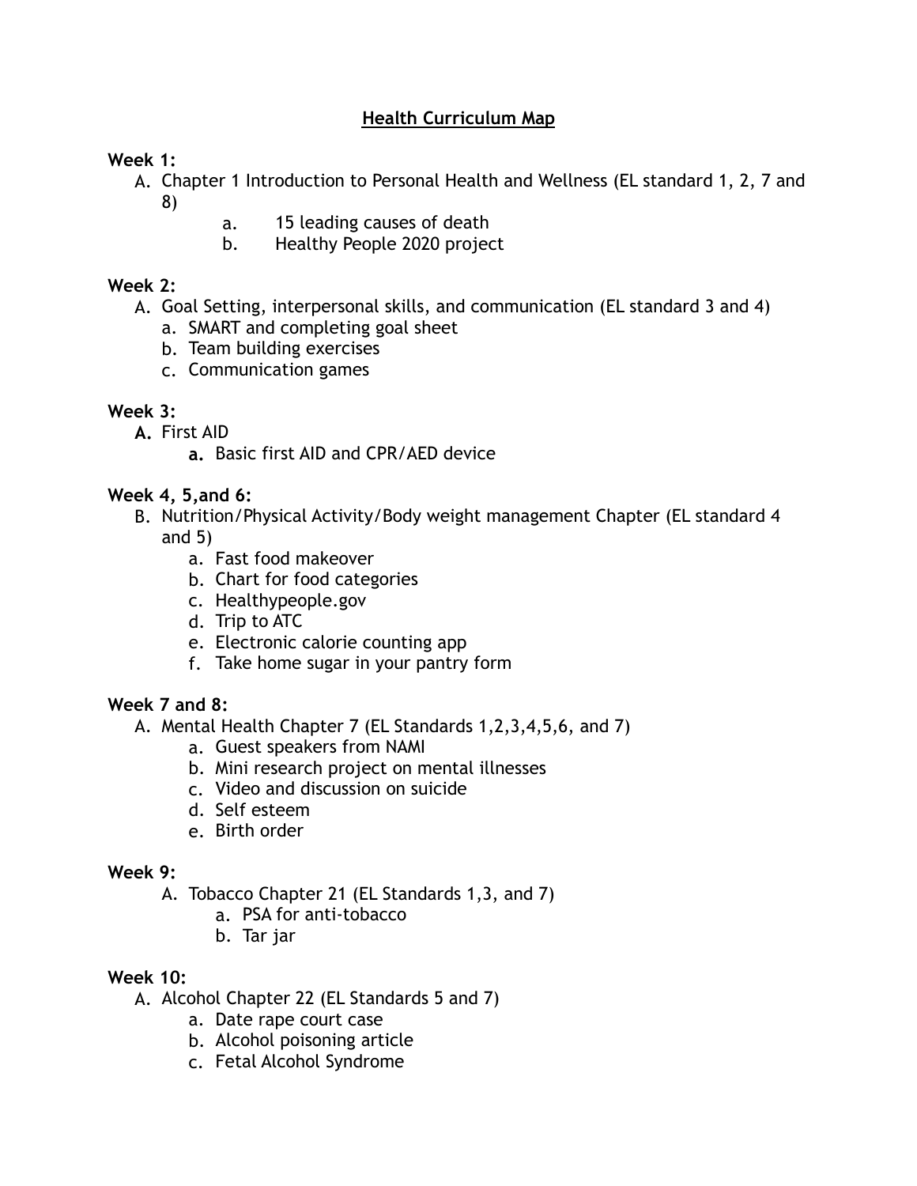# Health Curriculum Map

**Week 1:**

A. Chapter 1 Introduction to Personal Health and Wellness (EL standard 1, 2, 7 and 8)
   a. 15 leading causes of death
   b. Healthy People 2020 project

**Week 2:**

A. Goal Setting, interpersonal skills, and communication (EL standard 3 and 4)
   a. SMART and completing goal sheet
   b. Team building exercises
   c. Communication games

**Week 3:**

A. First AID
   a. Basic first AID and CPR/AED device

**Week 4, 5,and 6:**

B. Nutrition/Physical Activity/Body weight management Chapter (EL standard 4 and 5)
   a. Fast food makeover
   b. Chart for food categories
   c. Healthypeople.gov
   d. Trip to ATC
   e. Electronic calorie counting app
   f. Take home sugar in your pantry form

**Week 7 and 8:**

A. Mental Health Chapter 7 (EL Standards 1,2,3,4,5,6, and 7)
   a. Guest speakers from NAMI
   b. Mini research project on mental illnesses
   c. Video and discussion on suicide
   d. Self esteem
   e. Birth order

**Week 9:**

A. Tobacco Chapter 21 (EL Standards 1,3, and 7)
   a. PSA for anti-tobacco
   b. Tar jar

**Week 10:**

A. Alcohol Chapter 22 (EL Standards 5 and 7)
   a. Date rape court case
   b. Alcohol poisoning article
   c. Fetal Alcohol Syndrome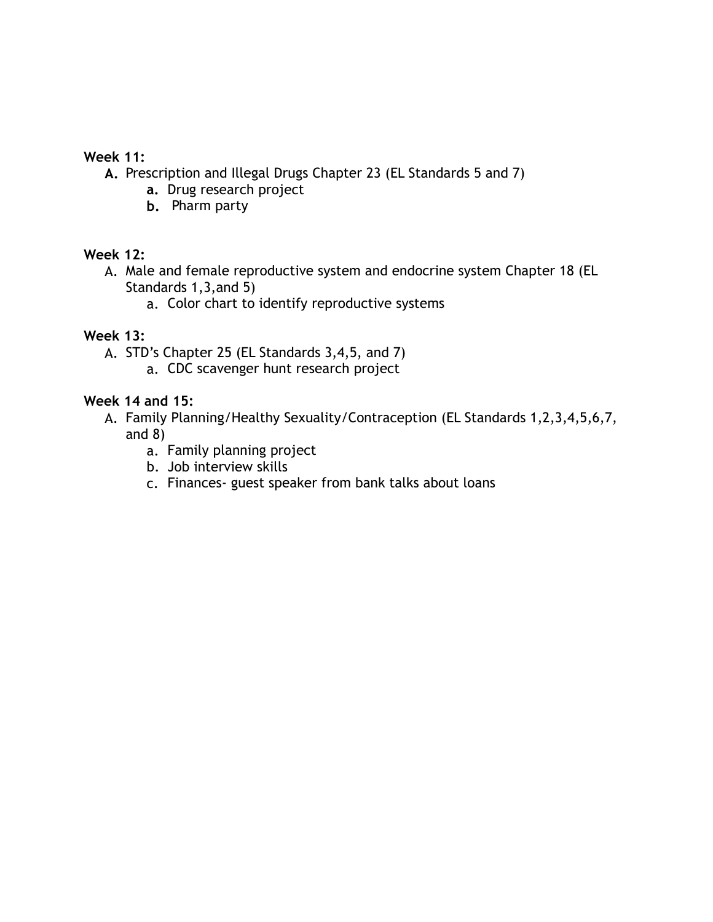**Week 11:**

A. Prescription and Illegal Drugs Chapter 23 (EL Standards 5 and 7)
    a. Drug research project
    b. Pharm party

**Week 12:**

A. Male and female reproductive system and endocrine system Chapter 18 (EL Standards 1,3,and 5)
    a. Color chart to identify reproductive systems

**Week 13:**

A. STD's Chapter 25 (EL Standards 3,4,5, and 7)
    a. CDC scavenger hunt research project

**Week 14 and 15:**

A. Family Planning/Healthy Sexuality/Contraception (EL Standards 1,2,3,4,5,6,7, and 8)
    a. Family planning project
    b. Job interview skills
    c. Finances- guest speaker from bank talks about loans